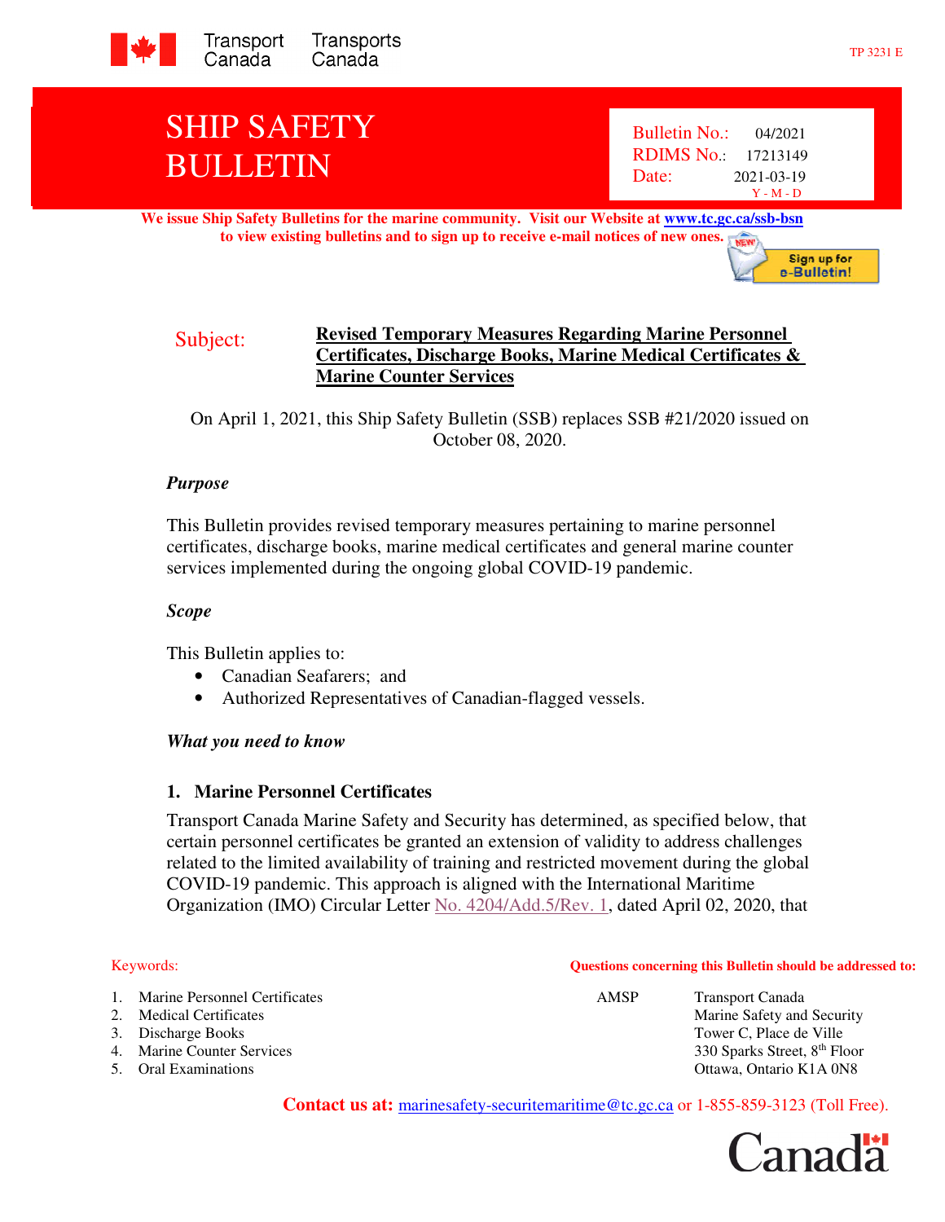Transport Canada | Transports Canada

TP 3231 E

# SHIP SAFETY BULLETIN

Bulletin No.: 04/2021
RDIMS No.: 17213149
Date: 2021-03-19 (Y - M - D)

**We issue Ship Safety Bulletins for the marine community. Visit our Website at [www.tc.gc.ca/ssb-bsn](http://www.tc.gc.ca/ssb-bsn) to view existing bulletins and to sign up to receive e-mail notices of new ones.**

Sign up for e-Bulletin!

**Subject: Revised Temporary Measures Regarding Marine Personnel Certificates, Discharge Books, Marine Medical Certificates & Marine Counter Services**

On April 1, 2021, this Ship Safety Bulletin (SSB) replaces SSB #21/2020 issued on October 08, 2020.

### *Purpose*

This Bulletin provides revised temporary measures pertaining to marine personnel certificates, discharge books, marine medical certificates and general marine counter services implemented during the ongoing global COVID-19 pandemic.

### *Scope*

This Bulletin applies to:

- Canadian Seafarers; and
- Authorized Representatives of Canadian-flagged vessels.

### *What you need to know*

### 1. Marine Personnel Certificates

Transport Canada Marine Safety and Security has determined, as specified below, that certain personnel certificates be granted an extension of validity to address challenges related to the limited availability of training and restricted movement during the global COVID-19 pandemic. This approach is aligned with the International Maritime Organization (IMO) Circular Letter No. 4204/Add.5/Rev. 1, dated April 02, 2020, that

Keywords:

1. Marine Personnel Certificates
2. Medical Certificates
3. Discharge Books
4. Marine Counter Services
5. Oral Examinations

**Questions concerning this Bulletin should be addressed to:**

AMSP
Transport Canada
Marine Safety and Security
Tower C, Place de Ville
330 Sparks Street, 8th Floor
Ottawa, Ontario K1A 0N8

**Contact us at:** marinesafety-securitemaritime@tc.gc.ca or 1-855-859-3123 (Toll Free).

Canada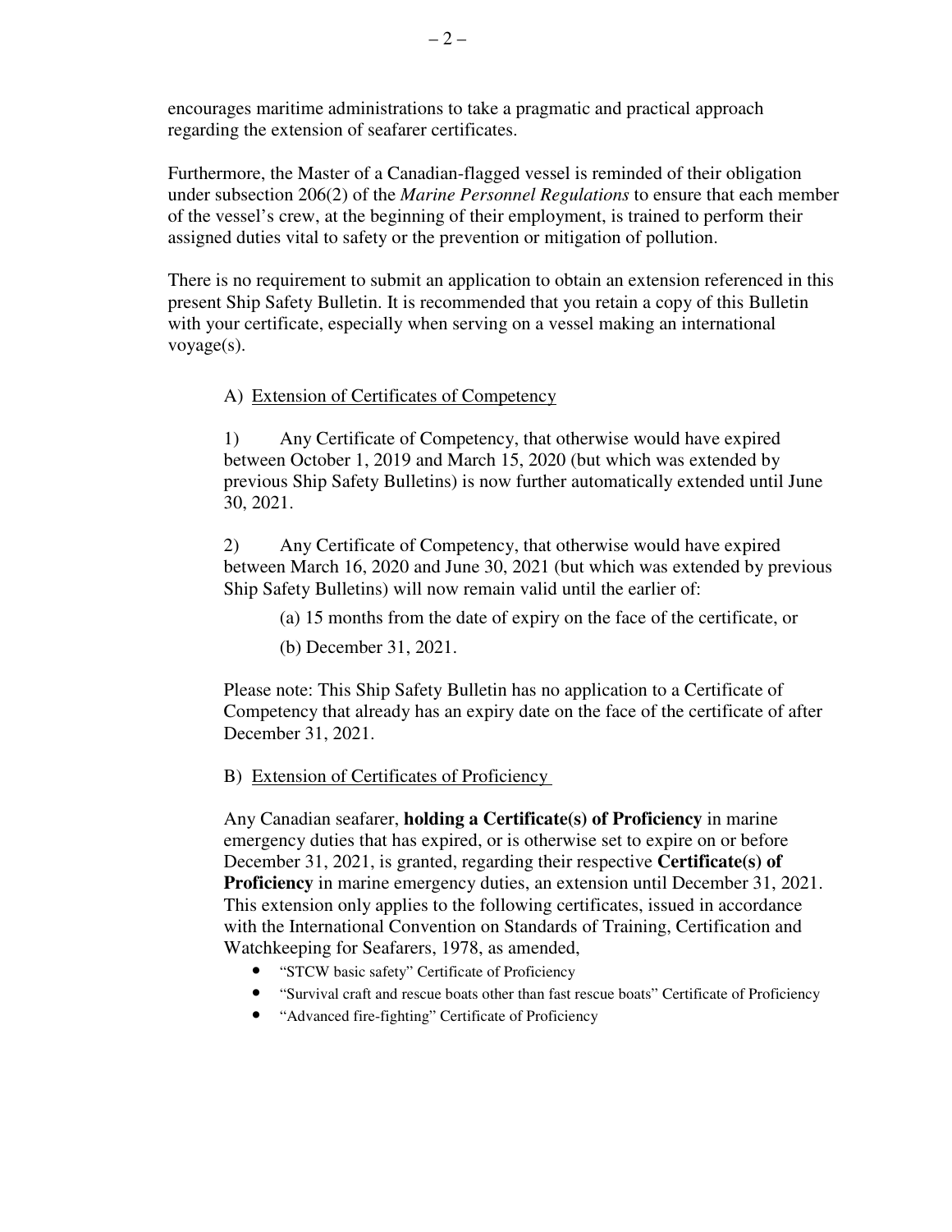encourages maritime administrations to take a pragmatic and practical approach regarding the extension of seafarer certificates.

Furthermore, the Master of a Canadian-flagged vessel is reminded of their obligation under subsection 206(2) of the *Marine Personnel Regulations* to ensure that each member of the vessel's crew, at the beginning of their employment, is trained to perform their assigned duties vital to safety or the prevention or mitigation of pollution.

There is no requirement to submit an application to obtain an extension referenced in this present Ship Safety Bulletin. It is recommended that you retain a copy of this Bulletin with your certificate, especially when serving on a vessel making an international voyage(s).

A) Extension of Certificates of Competency

1) Any Certificate of Competency, that otherwise would have expired between October 1, 2019 and March 15, 2020 (but which was extended by previous Ship Safety Bulletins) is now further automatically extended until June 30, 2021.

2) Any Certificate of Competency, that otherwise would have expired between March 16, 2020 and June 30, 2021 (but which was extended by previous Ship Safety Bulletins) will now remain valid until the earlier of:

(a) 15 months from the date of expiry on the face of the certificate, or

(b) December 31, 2021.

Please note: This Ship Safety Bulletin has no application to a Certificate of Competency that already has an expiry date on the face of the certificate of after December 31, 2021.

B) Extension of Certificates of Proficiency

Any Canadian seafarer, **holding a Certificate(s) of Proficiency** in marine emergency duties that has expired, or is otherwise set to expire on or before December 31, 2021, is granted, regarding their respective **Certificate(s) of Proficiency** in marine emergency duties, an extension until December 31, 2021. This extension only applies to the following certificates, issued in accordance with the International Convention on Standards of Training, Certification and Watchkeeping for Seafarers, 1978, as amended,

- "STCW basic safety" Certificate of Proficiency
- "Survival craft and rescue boats other than fast rescue boats" Certificate of Proficiency
- "Advanced fire-fighting" Certificate of Proficiency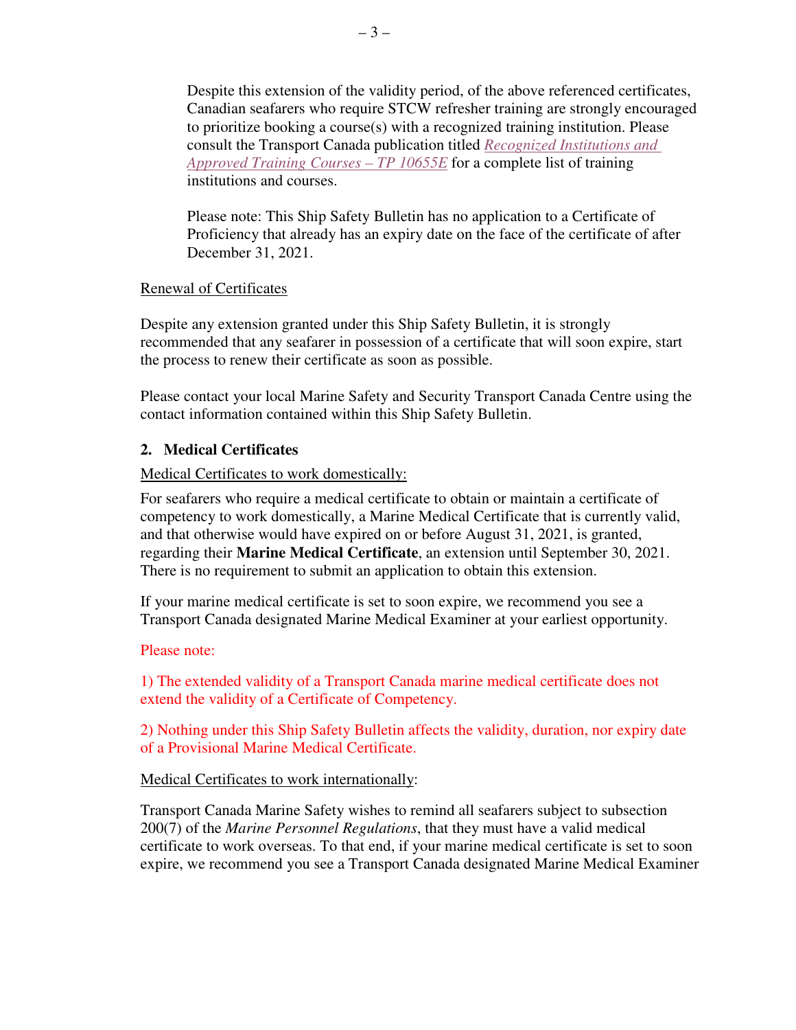Despite this extension of the validity period, of the above referenced certificates, Canadian seafarers who require STCW refresher training are strongly encouraged to prioritize booking a course(s) with a recognized training institution. Please consult the Transport Canada publication titled *Recognized Institutions and Approved Training Courses – TP 10655E* for a complete list of training institutions and courses.

Please note: This Ship Safety Bulletin has no application to a Certificate of Proficiency that already has an expiry date on the face of the certificate of after December 31, 2021.

Renewal of Certificates

Despite any extension granted under this Ship Safety Bulletin, it is strongly recommended that any seafarer in possession of a certificate that will soon expire, start the process to renew their certificate as soon as possible.

Please contact your local Marine Safety and Security Transport Canada Centre using the contact information contained within this Ship Safety Bulletin.

## 2. Medical Certificates

Medical Certificates to work domestically:

For seafarers who require a medical certificate to obtain or maintain a certificate of competency to work domestically, a Marine Medical Certificate that is currently valid, and that otherwise would have expired on or before August 31, 2021, is granted, regarding their **Marine Medical Certificate**, an extension until September 30, 2021. There is no requirement to submit an application to obtain this extension.

If your marine medical certificate is set to soon expire, we recommend you see a Transport Canada designated Marine Medical Examiner at your earliest opportunity.

Please note:

1) The extended validity of a Transport Canada marine medical certificate does not extend the validity of a Certificate of Competency.

2) Nothing under this Ship Safety Bulletin affects the validity, duration, nor expiry date of a Provisional Marine Medical Certificate.

Medical Certificates to work internationally:

Transport Canada Marine Safety wishes to remind all seafarers subject to subsection 200(7) of the *Marine Personnel Regulations*, that they must have a valid medical certificate to work overseas. To that end, if your marine medical certificate is set to soon expire, we recommend you see a Transport Canada designated Marine Medical Examiner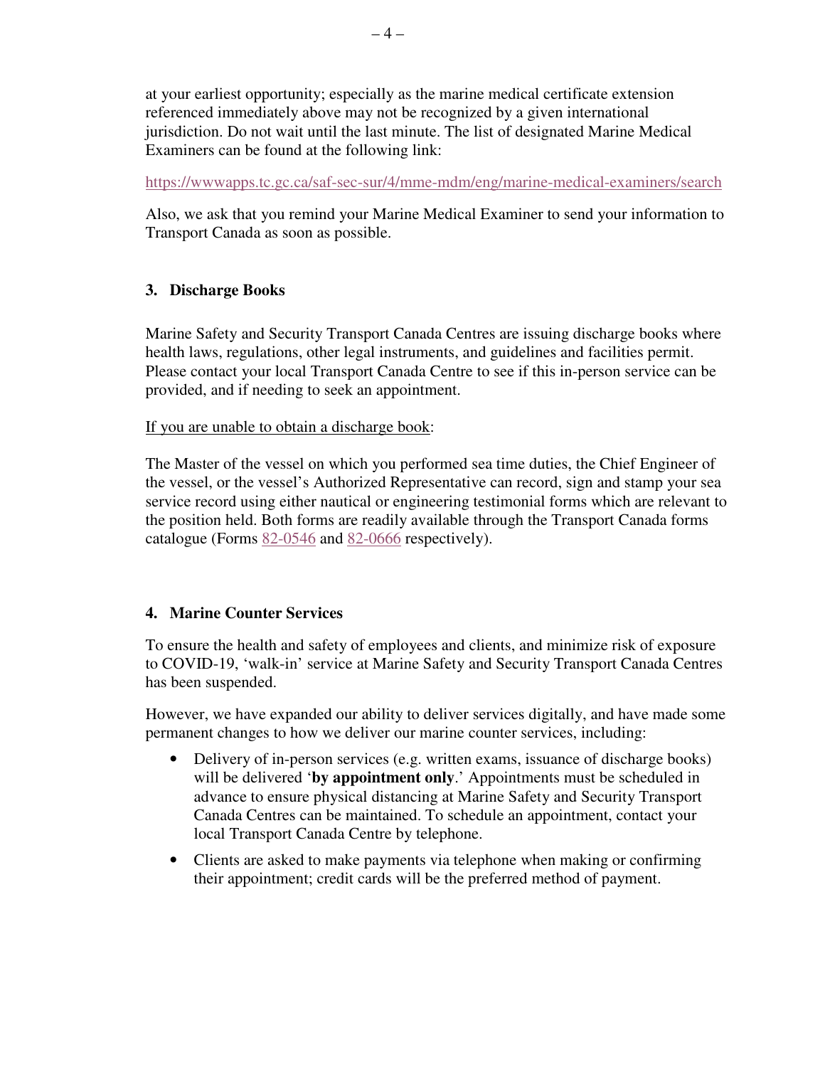at your earliest opportunity; especially as the marine medical certificate extension referenced immediately above may not be recognized by a given international jurisdiction. Do not wait until the last minute. The list of designated Marine Medical Examiners can be found at the following link:

https://wwwapps.tc.gc.ca/saf-sec-sur/4/mme-mdm/eng/marine-medical-examiners/search

Also, we ask that you remind your Marine Medical Examiner to send your information to Transport Canada as soon as possible.

### 3. Discharge Books

Marine Safety and Security Transport Canada Centres are issuing discharge books where health laws, regulations, other legal instruments, and guidelines and facilities permit. Please contact your local Transport Canada Centre to see if this in-person service can be provided, and if needing to seek an appointment.

If you are unable to obtain a discharge book:

The Master of the vessel on which you performed sea time duties, the Chief Engineer of the vessel, or the vessel's Authorized Representative can record, sign and stamp your sea service record using either nautical or engineering testimonial forms which are relevant to the position held. Both forms are readily available through the Transport Canada forms catalogue (Forms 82-0546 and 82-0666 respectively).

### 4. Marine Counter Services

To ensure the health and safety of employees and clients, and minimize risk of exposure to COVID-19, 'walk-in' service at Marine Safety and Security Transport Canada Centres has been suspended.

However, we have expanded our ability to deliver services digitally, and have made some permanent changes to how we deliver our marine counter services, including:

- Delivery of in-person services (e.g. written exams, issuance of discharge books) will be delivered '**by appointment only**.' Appointments must be scheduled in advance to ensure physical distancing at Marine Safety and Security Transport Canada Centres can be maintained. To schedule an appointment, contact your local Transport Canada Centre by telephone.
- Clients are asked to make payments via telephone when making or confirming their appointment; credit cards will be the preferred method of payment.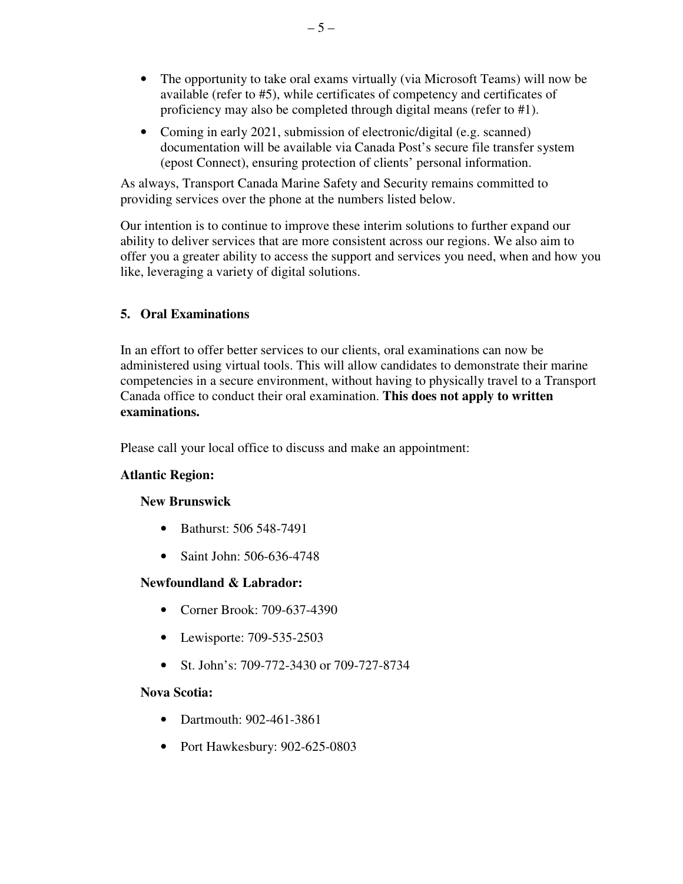- The opportunity to take oral exams virtually (via Microsoft Teams) will now be available (refer to #5), while certificates of competency and certificates of proficiency may also be completed through digital means (refer to #1).
- Coming in early 2021, submission of electronic/digital (e.g. scanned) documentation will be available via Canada Post's secure file transfer system (epost Connect), ensuring protection of clients' personal information.

As always, Transport Canada Marine Safety and Security remains committed to providing services over the phone at the numbers listed below.

Our intention is to continue to improve these interim solutions to further expand our ability to deliver services that are more consistent across our regions. We also aim to offer you a greater ability to access the support and services you need, when and how you like, leveraging a variety of digital solutions.

## 5. Oral Examinations

In an effort to offer better services to our clients, oral examinations can now be administered using virtual tools. This will allow candidates to demonstrate their marine competencies in a secure environment, without having to physically travel to a Transport Canada office to conduct their oral examination. **This does not apply to written examinations.**

Please call your local office to discuss and make an appointment:

**Atlantic Region:**

**New Brunswick**

- Bathurst: 506 548-7491
- Saint John: 506-636-4748

**Newfoundland & Labrador:**

- Corner Brook: 709-637-4390
- Lewisporte: 709-535-2503
- St. John's: 709-772-3430 or 709-727-8734

**Nova Scotia:**

- Dartmouth: 902-461-3861
- Port Hawkesbury: 902-625-0803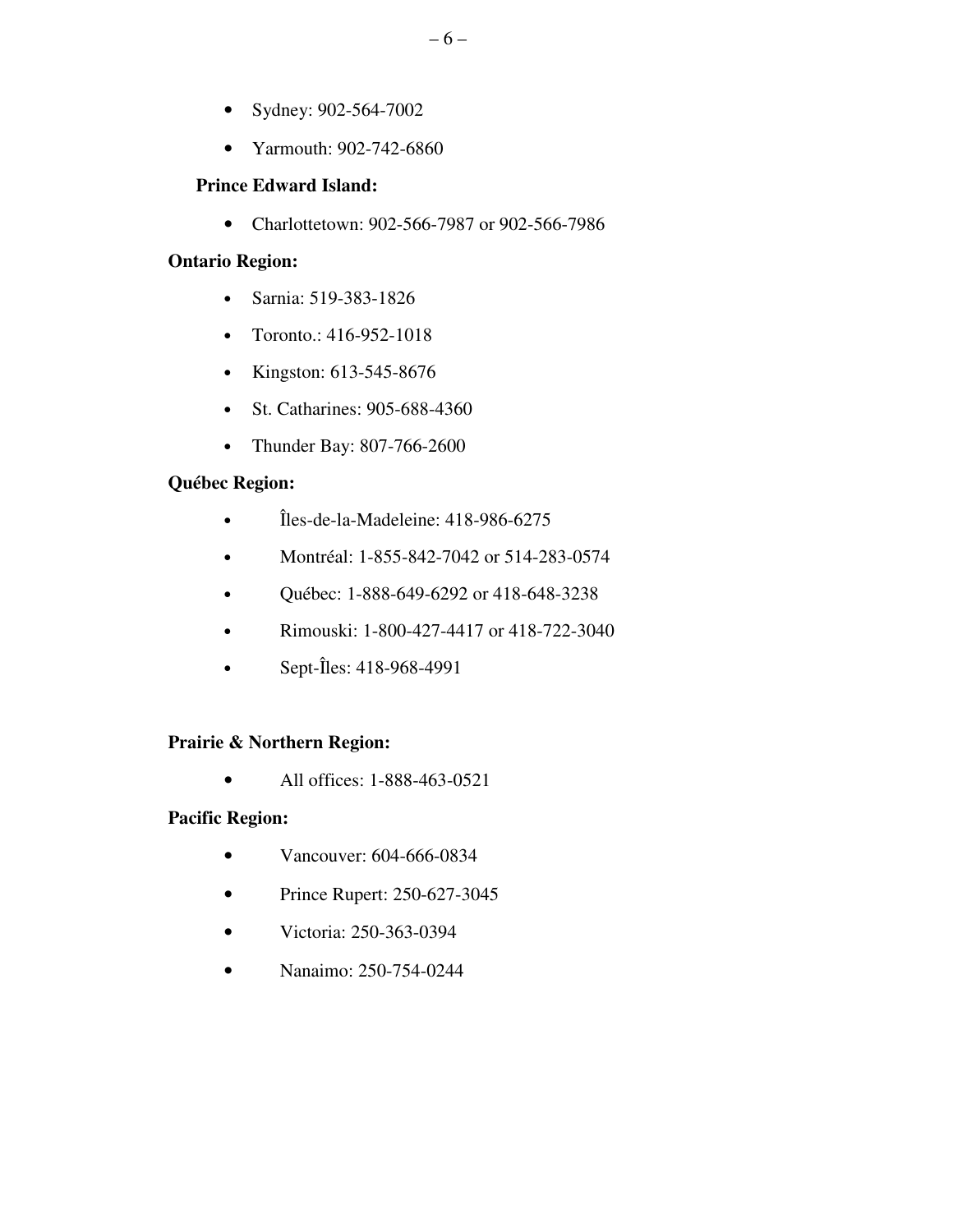- Sydney: 902-564-7002
- Yarmouth: 902-742-6860

**Prince Edward Island:**

- Charlottetown: 902-566-7987 or 902-566-7986

**Ontario Region:**

- Sarnia: 519-383-1826
- Toronto.: 416-952-1018
- Kingston: 613-545-8676
- St. Catharines: 905-688-4360
- Thunder Bay: 807-766-2600

**Québec Region:**

- Îles-de-la-Madeleine: 418-986-6275
- Montréal: 1-855-842-7042 or 514-283-0574
- Québec: 1-888-649-6292 or 418-648-3238
- Rimouski: 1-800-427-4417 or 418-722-3040
- Sept-Îles: 418-968-4991

**Prairie & Northern Region:**

- All offices: 1-888-463-0521

**Pacific Region:**

- Vancouver: 604-666-0834
- Prince Rupert: 250-627-3045
- Victoria: 250-363-0394
- Nanaimo: 250-754-0244